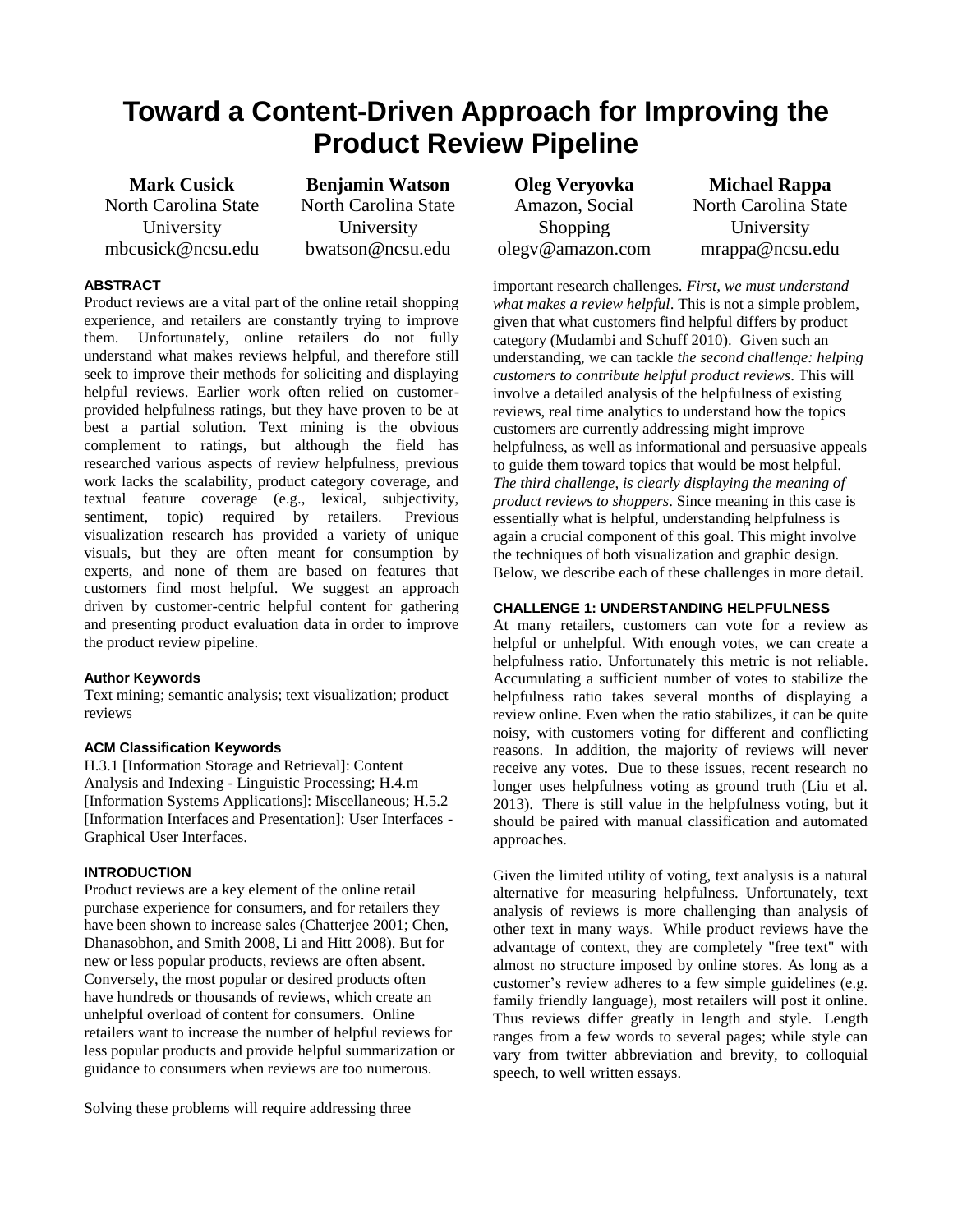# Toward a Content-Driven Approach for Improving the Product Review Pipeline

**Mark Cusick**
North Carolina State University
mbcusick@ncsu.edu

**Benjamin Watson**
North Carolina State University
bwatson@ncsu.edu

**Oleg Veryovka**
Amazon, Social Shopping
olegv@amazon.com

**Michael Rappa**
North Carolina State University
mrappa@ncsu.edu

### ABSTRACT

Product reviews are a vital part of the online retail shopping experience, and retailers are constantly trying to improve them. Unfortunately, online retailers do not fully understand what makes reviews helpful, and therefore still seek to improve their methods for soliciting and displaying helpful reviews. Earlier work often relied on customer-provided helpfulness ratings, but they have proven to be at best a partial solution. Text mining is the obvious complement to ratings, but although the field has researched various aspects of review helpfulness, previous work lacks the scalability, product category coverage, and textual feature coverage (e.g., lexical, subjectivity, sentiment, topic) required by retailers. Previous visualization research has provided a variety of unique visuals, but they are often meant for consumption by experts, and none of them are based on features that customers find most helpful. We suggest an approach driven by customer-centric helpful content for gathering and presenting product evaluation data in order to improve the product review pipeline.

#### Author Keywords

Text mining; semantic analysis; text visualization; product reviews

#### ACM Classification Keywords

H.3.1 [Information Storage and Retrieval]: Content Analysis and Indexing - Linguistic Processing; H.4.m [Information Systems Applications]: Miscellaneous; H.5.2 [Information Interfaces and Presentation]: User Interfaces - Graphical User Interfaces.

### INTRODUCTION

Product reviews are a key element of the online retail purchase experience for consumers, and for retailers they have been shown to increase sales (Chatterjee 2001; Chen, Dhanasobhon, and Smith 2008, Li and Hitt 2008). But for new or less popular products, reviews are often absent. Conversely, the most popular or desired products often have hundreds or thousands of reviews, which create an unhelpful overload of content for consumers. Online retailers want to increase the number of helpful reviews for less popular products and provide helpful summarization or guidance to consumers when reviews are too numerous.

Solving these problems will require addressing three important research challenges. *First, we must understand what makes a review helpful*. This is not a simple problem, given that what customers find helpful differs by product category (Mudambi and Schuff 2010). Given such an understanding, we can tackle *the second challenge: helping customers to contribute helpful product reviews*. This will involve a detailed analysis of the helpfulness of existing reviews, real time analytics to understand how the topics customers are currently addressing might improve helpfulness, as well as informational and persuasive appeals to guide them toward topics that would be most helpful. *The third challenge, is clearly displaying the meaning of product reviews to shoppers*. Since meaning in this case is essentially what is helpful, understanding helpfulness is again a crucial component of this goal. This might involve the techniques of both visualization and graphic design. Below, we describe each of these challenges in more detail.

### CHALLENGE 1: UNDERSTANDING HELPFULNESS

At many retailers, customers can vote for a review as helpful or unhelpful. With enough votes, we can create a helpfulness ratio. Unfortunately this metric is not reliable. Accumulating a sufficient number of votes to stabilize the helpfulness ratio takes several months of displaying a review online. Even when the ratio stabilizes, it can be quite noisy, with customers voting for different and conflicting reasons. In addition, the majority of reviews will never receive any votes. Due to these issues, recent research no longer uses helpfulness voting as ground truth (Liu et al. 2013). There is still value in the helpfulness voting, but it should be paired with manual classification and automated approaches.

Given the limited utility of voting, text analysis is a natural alternative for measuring helpfulness. Unfortunately, text analysis of reviews is more challenging than analysis of other text in many ways. While product reviews have the advantage of context, they are completely "free text" with almost no structure imposed by online stores. As long as a customer's review adheres to a few simple guidelines (e.g. family friendly language), most retailers will post it online. Thus reviews differ greatly in length and style. Length ranges from a few words to several pages; while style can vary from twitter abbreviation and brevity, to colloquial speech, to well written essays.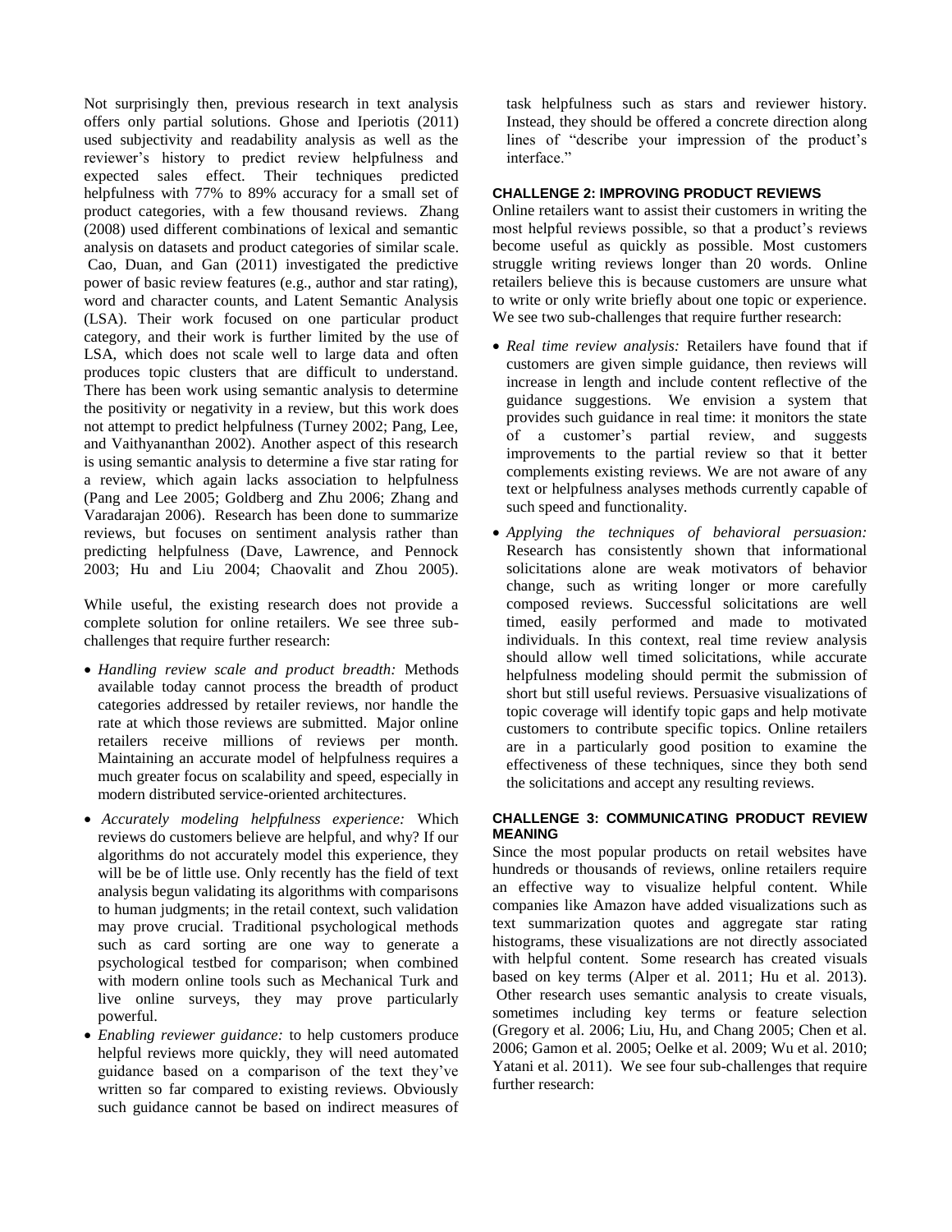Not surprisingly then, previous research in text analysis offers only partial solutions. Ghose and Iperiotis (2011) used subjectivity and readability analysis as well as the reviewer's history to predict review helpfulness and expected sales effect. Their techniques predicted helpfulness with 77% to 89% accuracy for a small set of product categories, with a few thousand reviews. Zhang (2008) used different combinations of lexical and semantic analysis on datasets and product categories of similar scale. Cao, Duan, and Gan (2011) investigated the predictive power of basic review features (e.g., author and star rating), word and character counts, and Latent Semantic Analysis (LSA). Their work focused on one particular product category, and their work is further limited by the use of LSA, which does not scale well to large data and often produces topic clusters that are difficult to understand. There has been work using semantic analysis to determine the positivity or negativity in a review, but this work does not attempt to predict helpfulness (Turney 2002; Pang, Lee, and Vaithyananthan 2002). Another aspect of this research is using semantic analysis to determine a five star rating for a review, which again lacks association to helpfulness (Pang and Lee 2005; Goldberg and Zhu 2006; Zhang and Varadarajan 2006). Research has been done to summarize reviews, but focuses on sentiment analysis rather than predicting helpfulness (Dave, Lawrence, and Pennock 2003; Hu and Liu 2004; Chaovalit and Zhou 2005).

While useful, the existing research does not provide a complete solution for online retailers. We see three sub-challenges that require further research:

- *Handling review scale and product breadth:* Methods available today cannot process the breadth of product categories addressed by retailer reviews, nor handle the rate at which those reviews are submitted. Major online retailers receive millions of reviews per month. Maintaining an accurate model of helpfulness requires a much greater focus on scalability and speed, especially in modern distributed service-oriented architectures.
- *Accurately modeling helpfulness experience:* Which reviews do customers believe are helpful, and why? If our algorithms do not accurately model this experience, they will be be of little use. Only recently has the field of text analysis begun validating its algorithms with comparisons to human judgments; in the retail context, such validation may prove crucial. Traditional psychological methods such as card sorting are one way to generate a psychological testbed for comparison; when combined with modern online tools such as Mechanical Turk and live online surveys, they may prove particularly powerful.
- *Enabling reviewer guidance:* to help customers produce helpful reviews more quickly, they will need automated guidance based on a comparison of the text they've written so far compared to existing reviews. Obviously such guidance cannot be based on indirect measures of task helpfulness such as stars and reviewer history. Instead, they should be offered a concrete direction along lines of "describe your impression of the product's interface."

#### CHALLENGE 2: IMPROVING PRODUCT REVIEWS

Online retailers want to assist their customers in writing the most helpful reviews possible, so that a product's reviews become useful as quickly as possible. Most customers struggle writing reviews longer than 20 words. Online retailers believe this is because customers are unsure what to write or only write briefly about one topic or experience. We see two sub-challenges that require further research:

- *Real time review analysis:* Retailers have found that if customers are given simple guidance, then reviews will increase in length and include content reflective of the guidance suggestions. We envision a system that provides such guidance in real time: it monitors the state of a customer's partial review, and suggests improvements to the partial review so that it better complements existing reviews. We are not aware of any text or helpfulness analyses methods currently capable of such speed and functionality.
- *Applying the techniques of behavioral persuasion:* Research has consistently shown that informational solicitations alone are weak motivators of behavior change, such as writing longer or more carefully composed reviews. Successful solicitations are well timed, easily performed and made to motivated individuals. In this context, real time review analysis should allow well timed solicitations, while accurate helpfulness modeling should permit the submission of short but still useful reviews. Persuasive visualizations of topic coverage will identify topic gaps and help motivate customers to contribute specific topics. Online retailers are in a particularly good position to examine the effectiveness of these techniques, since they both send the solicitations and accept any resulting reviews.

#### CHALLENGE 3: COMMUNICATING PRODUCT REVIEW MEANING

Since the most popular products on retail websites have hundreds or thousands of reviews, online retailers require an effective way to visualize helpful content. While companies like Amazon have added visualizations such as text summarization quotes and aggregate star rating histograms, these visualizations are not directly associated with helpful content. Some research has created visuals based on key terms (Alper et al. 2011; Hu et al. 2013). Other research uses semantic analysis to create visuals, sometimes including key terms or feature selection (Gregory et al. 2006; Liu, Hu, and Chang 2005; Chen et al. 2006; Gamon et al. 2005; Oelke et al. 2009; Wu et al. 2010; Yatani et al. 2011). We see four sub-challenges that require further research: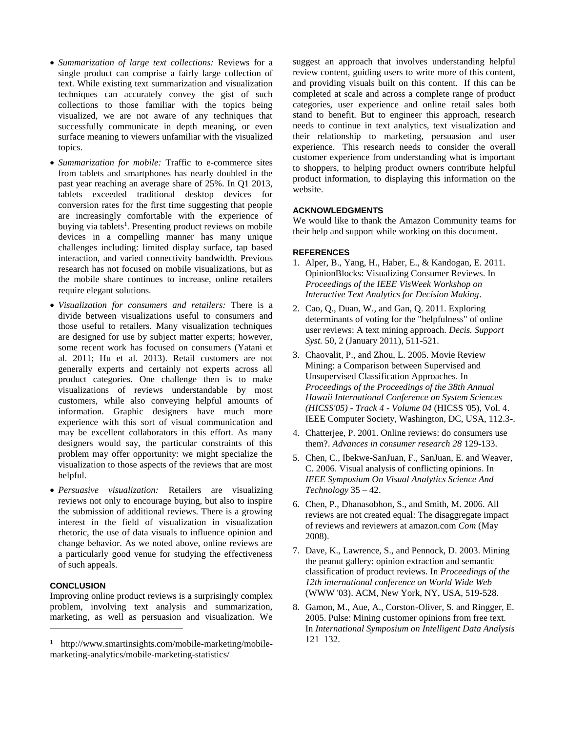- *Summarization of large text collections:* Reviews for a single product can comprise a fairly large collection of text. While existing text summarization and visualization techniques can accurately convey the gist of such collections to those familiar with the topics being visualized, we are not aware of any techniques that successfully communicate in depth meaning, or even surface meaning to viewers unfamiliar with the visualized topics.
- *Summarization for mobile:* Traffic to e-commerce sites from tablets and smartphones has nearly doubled in the past year reaching an average share of 25%. In Q1 2013, tablets exceeded traditional desktop devices for conversion rates for the first time suggesting that people are increasingly comfortable with the experience of buying via tablets[1]. Presenting product reviews on mobile devices in a compelling manner has many unique challenges including: limited display surface, tap based interaction, and varied connectivity bandwidth. Previous research has not focused on mobile visualizations, but as the mobile share continues to increase, online retailers require elegant solutions.
- *Visualization for consumers and retailers:* There is a divide between visualizations useful to consumers and those useful to retailers. Many visualization techniques are designed for use by subject matter experts; however, some recent work has focused on consumers (Yatani et al. 2011; Hu et al. 2013). Retail customers are not generally experts and certainly not experts across all product categories. One challenge then is to make visualizations of reviews understandable by most customers, while also conveying helpful amounts of information. Graphic designers have much more experience with this sort of visual communication and may be excellent collaborators in this effort. As many designers would say, the particular constraints of this problem may offer opportunity: we might specialize the visualization to those aspects of the reviews that are most helpful.
- *Persuasive visualization:* Retailers are visualizing reviews not only to encourage buying, but also to inspire the submission of additional reviews. There is a growing interest in the field of visualization in visualization rhetoric, the use of data visuals to influence opinion and change behavior. As we noted above, online reviews are a particularly good venue for studying the effectiveness of such appeals.

## CONCLUSION

Improving online product reviews is a surprisingly complex problem, involving text analysis and summarization, marketing, as well as persuasion and visualization. We suggest an approach that involves understanding helpful review content, guiding users to write more of this content, and providing visuals built on this content. If this can be completed at scale and across a complete range of product categories, user experience and online retail sales both stand to benefit. But to engineer this approach, research needs to continue in text analytics, text visualization and their relationship to marketing, persuasion and user experience. This research needs to consider the overall customer experience from understanding what is important to shoppers, to helping product owners contribute helpful product information, to displaying this information on the website.

## ACKNOWLEDGMENTS

We would like to thank the Amazon Community teams for their help and support while working on this document.

## REFERENCES

1. Alper, B., Yang, H., Haber, E., & Kandogan, E. 2011. OpinionBlocks: Visualizing Consumer Reviews. In *Proceedings of the IEEE VisWeek Workshop on Interactive Text Analytics for Decision Making*.
2. Cao, Q., Duan, W., and Gan, Q. 2011. Exploring determinants of voting for the "helpfulness" of online user reviews: A text mining approach. *Decis. Support Syst.* 50, 2 (January 2011), 511-521.
3. Chaovalit, P., and Zhou, L. 2005. Movie Review Mining: a Comparison between Supervised and Unsupervised Classification Approaches. In *Proceedings of the Proceedings of the 38th Annual Hawaii International Conference on System Sciences (HICSS'05) - Track 4 - Volume 04* (HICSS '05), Vol. 4. IEEE Computer Society, Washington, DC, USA, 112.3-.
4. Chatterjee, P. 2001. Online reviews: do consumers use them?. *Advances in consumer research 28* 129-133.
5. Chen, C., Ibekwe-SanJuan, F., SanJuan, E. and Weaver, C. 2006. Visual analysis of conflicting opinions. In *IEEE Symposium On Visual Analytics Science And Technology* 35 – 42.
6. Chen, P., Dhanasobhon, S., and Smith, M. 2006. All reviews are not created equal: The disaggregate impact of reviews and reviewers at amazon.com *Com* (May 2008).
7. Dave, K., Lawrence, S., and Pennock, D. 2003. Mining the peanut gallery: opinion extraction and semantic classification of product reviews. In *Proceedings of the 12th international conference on World Wide Web* (WWW '03). ACM, New York, NY, USA, 519-528.
8. Gamon, M., Aue, A., Corston-Oliver, S. and Ringger, E. 2005. Pulse: Mining customer opinions from free text. In *International Symposium on Intelligent Data Analysis* 121–132.

---

[1] http://www.smartinsights.com/mobile-marketing/mobile-marketing-analytics/mobile-marketing-statistics/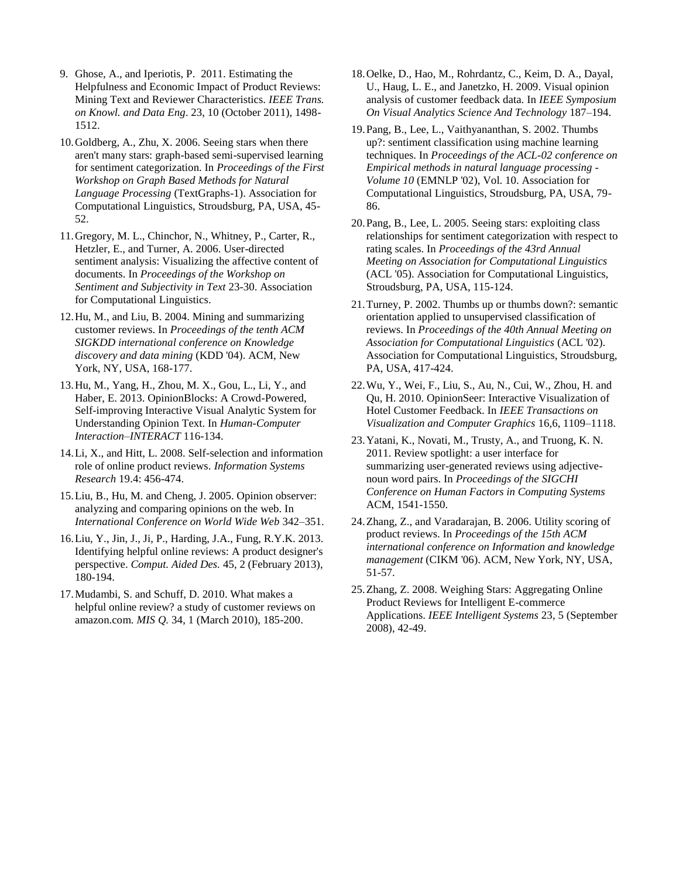9. Ghose, A., and Iperiotis, P. 2011. Estimating the Helpfulness and Economic Impact of Product Reviews: Mining Text and Reviewer Characteristics. *IEEE Trans. on Knowl. and Data Eng*. 23, 10 (October 2011), 1498-1512.

10. Goldberg, A., Zhu, X. 2006. Seeing stars when there aren't many stars: graph-based semi-supervised learning for sentiment categorization. In *Proceedings of the First Workshop on Graph Based Methods for Natural Language Processing* (TextGraphs-1). Association for Computational Linguistics, Stroudsburg, PA, USA, 45-52.

11. Gregory, M. L., Chinchor, N., Whitney, P., Carter, R., Hetzler, E., and Turner, A. 2006. User-directed sentiment analysis: Visualizing the affective content of documents. In *Proceedings of the Workshop on Sentiment and Subjectivity in Text* 23-30. Association for Computational Linguistics.

12. Hu, M., and Liu, B. 2004. Mining and summarizing customer reviews. In *Proceedings of the tenth ACM SIGKDD international conference on Knowledge discovery and data mining* (KDD '04). ACM, New York, NY, USA, 168-177.

13. Hu, M., Yang, H., Zhou, M. X., Gou, L., Li, Y., and Haber, E. 2013. OpinionBlocks: A Crowd-Powered, Self-improving Interactive Visual Analytic System for Understanding Opinion Text. In *Human-Computer Interaction–INTERACT* 116-134.

14. Li, X., and Hitt, L. 2008. Self-selection and information role of online product reviews. *Information Systems Research* 19.4: 456-474.

15. Liu, B., Hu, M. and Cheng, J. 2005. Opinion observer: analyzing and comparing opinions on the web. In *International Conference on World Wide Web* 342–351.

16. Liu, Y., Jin, J., Ji, P., Harding, J.A., Fung, R.Y.K. 2013. Identifying helpful online reviews: A product designer's perspective. *Comput. Aided Des.* 45, 2 (February 2013), 180-194.

17. Mudambi, S. and Schuff, D. 2010. What makes a helpful online review? a study of customer reviews on amazon.com. *MIS Q.* 34, 1 (March 2010), 185-200.

18. Oelke, D., Hao, M., Rohrdantz, C., Keim, D. A., Dayal, U., Haug, L. E., and Janetzko, H. 2009. Visual opinion analysis of customer feedback data. In *IEEE Symposium On Visual Analytics Science And Technology* 187–194.

19. Pang, B., Lee, L., Vaithyananthan, S. 2002. Thumbs up?: sentiment classification using machine learning techniques. In *Proceedings of the ACL-02 conference on Empirical methods in natural language processing - Volume 10* (EMNLP '02), Vol. 10. Association for Computational Linguistics, Stroudsburg, PA, USA, 79-86.

20. Pang, B., Lee, L. 2005. Seeing stars: exploiting class relationships for sentiment categorization with respect to rating scales. In *Proceedings of the 43rd Annual Meeting on Association for Computational Linguistics* (ACL '05). Association for Computational Linguistics, Stroudsburg, PA, USA, 115-124.

21. Turney, P. 2002. Thumbs up or thumbs down?: semantic orientation applied to unsupervised classification of reviews. In *Proceedings of the 40th Annual Meeting on Association for Computational Linguistics* (ACL '02). Association for Computational Linguistics, Stroudsburg, PA, USA, 417-424.

22. Wu, Y., Wei, F., Liu, S., Au, N., Cui, W., Zhou, H. and Qu, H. 2010. OpinionSeer: Interactive Visualization of Hotel Customer Feedback. In *IEEE Transactions on Visualization and Computer Graphics* 16,6, 1109–1118.

23. Yatani, K., Novati, M., Trusty, A., and Truong, K. N. 2011. Review spotlight: a user interface for summarizing user-generated reviews using adjective-noun word pairs. In *Proceedings of the SIGCHI Conference on Human Factors in Computing Systems* ACM, 1541-1550.

24. Zhang, Z., and Varadarajan, B. 2006. Utility scoring of product reviews. In *Proceedings of the 15th ACM international conference on Information and knowledge management* (CIKM '06). ACM, New York, NY, USA, 51-57.

25. Zhang, Z. 2008. Weighing Stars: Aggregating Online Product Reviews for Intelligent E-commerce Applications. *IEEE Intelligent Systems* 23, 5 (September 2008), 42-49.